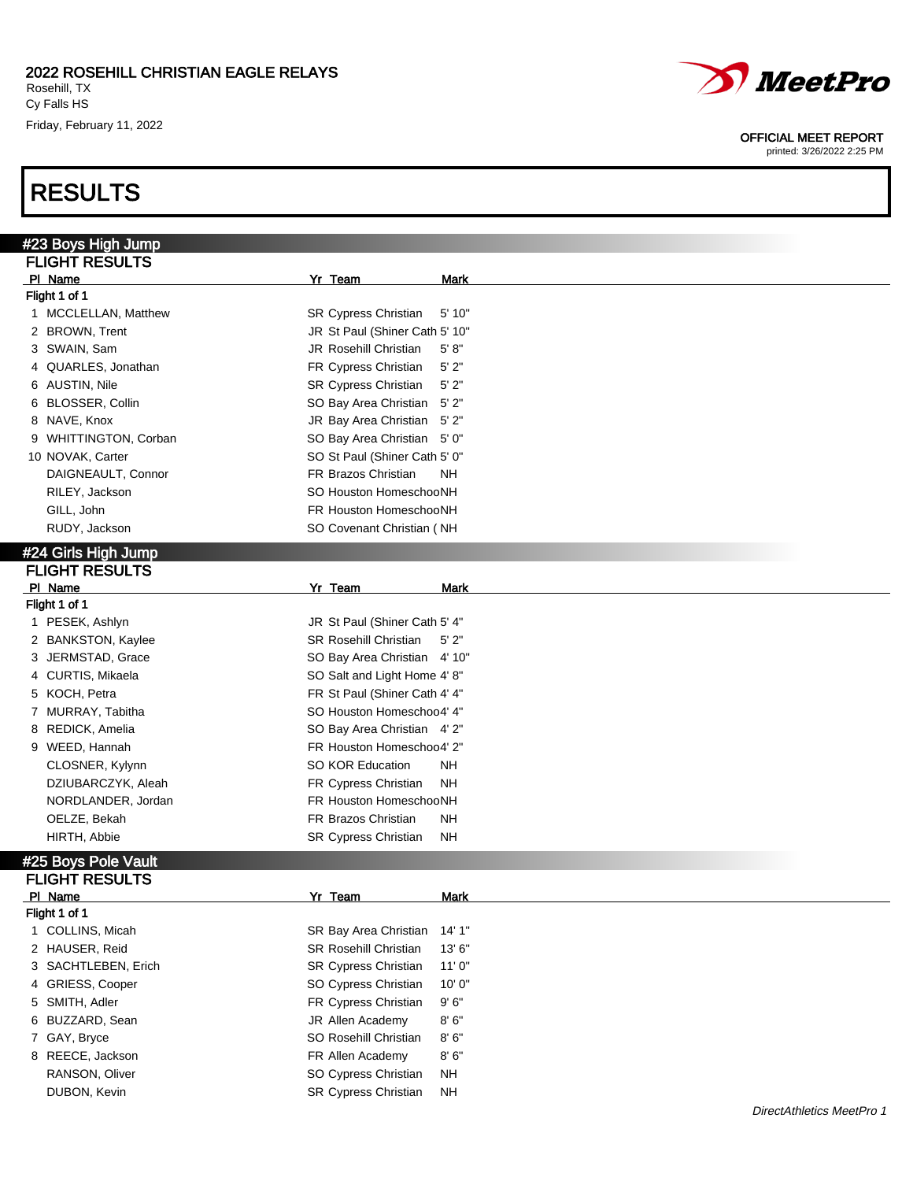2022 ROSEHILL CHRISTIAN EAGLE RELAYS
Rosehill, TX
Cy Falls HS
Friday, February 11, 2022

OFFICIAL MEET REPORT
printed: 3/26/2022 2:25 PM

# RESULTS

## #23 Boys High Jump

### FLIGHT RESULTS

Flight 1 of 1

| Pl | Name | Yr | Team | Mark |
|---|---|---|---|---|
| 1 | MCCLELLAN, Matthew | SR | Cypress Christian | 5' 10" |
| 2 | BROWN, Trent | JR | St Paul (Shiner Cath | 5' 10" |
| 3 | SWAIN, Sam | JR | Rosehill Christian | 5' 8" |
| 4 | QUARLES, Jonathan | FR | Cypress Christian | 5' 2" |
| 6 | AUSTIN, Nile | SR | Cypress Christian | 5' 2" |
| 6 | BLOSSER, Collin | SO | Bay Area Christian | 5' 2" |
| 8 | NAVE, Knox | JR | Bay Area Christian | 5' 2" |
| 9 | WHITTINGTON, Corban | SO | Bay Area Christian | 5' 0" |
| 10 | NOVAK, Carter | SO | St Paul (Shiner Cath | 5' 0" |
| | DAIGNEAULT, Connor | FR | Brazos Christian | NH |
| | RILEY, Jackson | SO | Houston Homeschoo | NH |
| | GILL, John | FR | Houston Homeschoo | NH |
| | RUDY, Jackson | SO | Covenant Christian ( | NH |

## #24 Girls High Jump

### FLIGHT RESULTS

Flight 1 of 1

| Pl | Name | Yr | Team | Mark |
|---|---|---|---|---|
| 1 | PESEK, Ashlyn | JR | St Paul (Shiner Cath | 5' 4" |
| 2 | BANKSTON, Kaylee | SR | Rosehill Christian | 5' 2" |
| 3 | JERMSTAD, Grace | SO | Bay Area Christian | 4' 10" |
| 4 | CURTIS, Mikaela | SO | Salt and Light Home | 4' 8" |
| 5 | KOCH, Petra | FR | St Paul (Shiner Cath | 4' 4" |
| 7 | MURRAY, Tabitha | SO | Houston Homeschoo | 4' 4" |
| 8 | REDICK, Amelia | SO | Bay Area Christian | 4' 2" |
| 9 | WEED, Hannah | FR | Houston Homeschoo | 4' 2" |
| | CLOSNER, Kylynn | SO | KOR Education | NH |
| | DZIUBARCZYK, Aleah | FR | Cypress Christian | NH |
| | NORDLANDER, Jordan | FR | Houston Homeschoo | NH |
| | OELZE, Bekah | FR | Brazos Christian | NH |
| | HIRTH, Abbie | SR | Cypress Christian | NH |

## #25 Boys Pole Vault

### FLIGHT RESULTS

Flight 1 of 1

| Pl | Name | Yr | Team | Mark |
|---|---|---|---|---|
| 1 | COLLINS, Micah | SR | Bay Area Christian | 14' 1" |
| 2 | HAUSER, Reid | SR | Rosehill Christian | 13' 6" |
| 3 | SACHTLEBEN, Erich | SR | Cypress Christian | 11' 0" |
| 4 | GRIESS, Cooper | SO | Cypress Christian | 10' 0" |
| 5 | SMITH, Adler | FR | Cypress Christian | 9' 6" |
| 6 | BUZZARD, Sean | JR | Allen Academy | 8' 6" |
| 7 | GAY, Bryce | SO | Rosehill Christian | 8' 6" |
| 8 | REECE, Jackson | FR | Allen Academy | 8' 6" |
| | RANSON, Oliver | SO | Cypress Christian | NH |
| | DUBON, Kevin | SR | Cypress Christian | NH |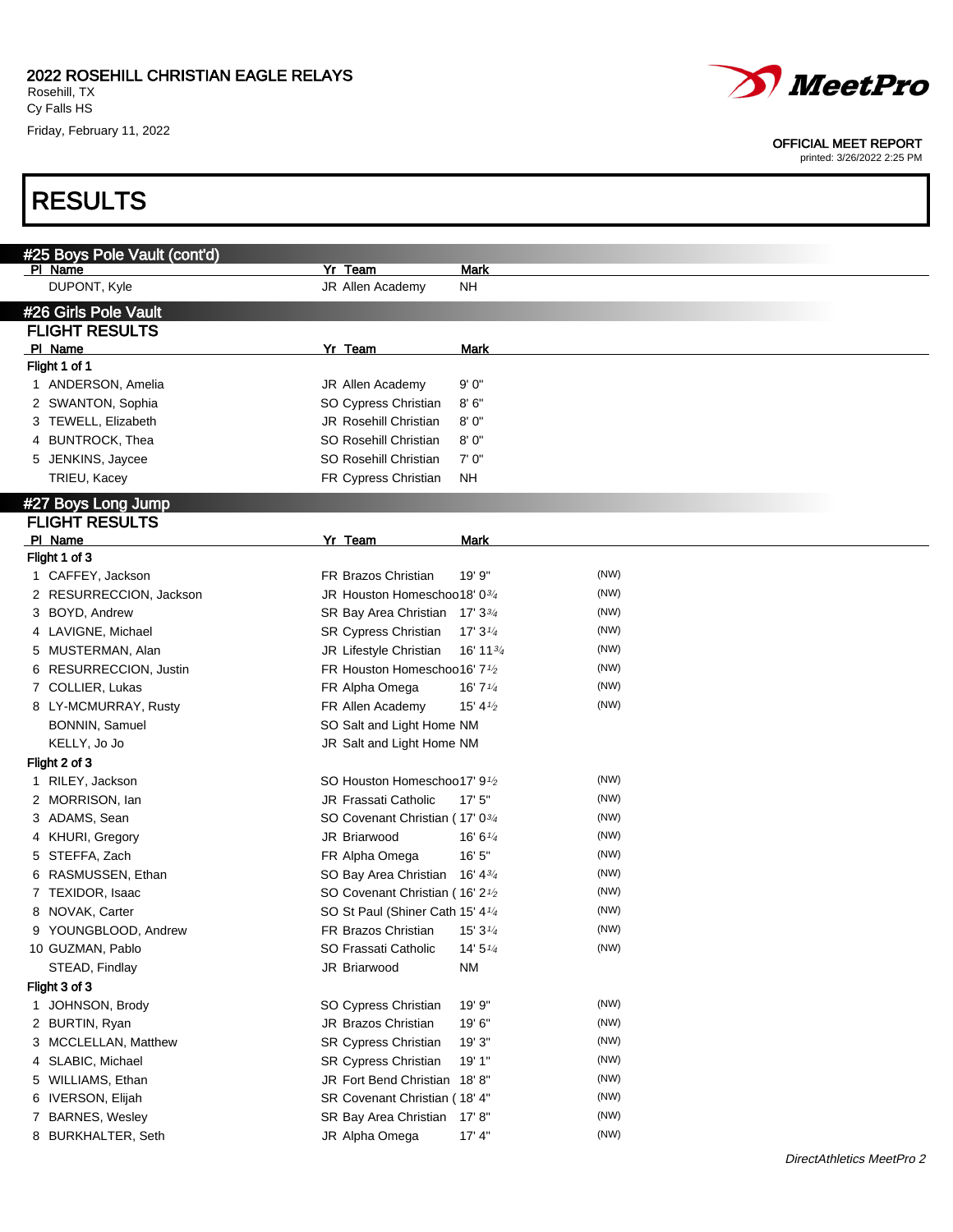2022 ROSEHILL CHRISTIAN EAGLE RELAYS
Rosehill, TX
Cy Falls HS
Friday, February 11, 2022

OFFICIAL MEET REPORT
printed: 3/26/2022 2:25 PM

# RESULTS

## #25 Boys Pole Vault (cont'd)

| Pl | Name | Yr | Team | Mark |
|---|---|---|---|---|
| | DUPONT, Kyle | JR | Allen Academy | NH |

## #26 Girls Pole Vault

### FLIGHT RESULTS

| Pl | Name | Yr | Team | Mark |
|---|---|---|---|---|
| **Flight 1 of 1** | | | | |
| 1 | ANDERSON, Amelia | JR | Allen Academy | 9' 0" |
| 2 | SWANTON, Sophia | SO | Cypress Christian | 8' 6" |
| 3 | TEWELL, Elizabeth | JR | Rosehill Christian | 8' 0" |
| 4 | BUNTROCK, Thea | SO | Rosehill Christian | 8' 0" |
| 5 | JENKINS, Jaycee | SO | Rosehill Christian | 7' 0" |
| | TRIEU, Kacey | FR | Cypress Christian | NH |

## #27 Boys Long Jump

### FLIGHT RESULTS

| Pl | Name | Yr | Team | Mark | |
|---|---|---|---|---|---|
| **Flight 1 of 3** | | | | | |
| 1 | CAFFEY, Jackson | FR | Brazos Christian | 19' 9" | (NW) |
| 2 | RESURRECCION, Jackson | JR | Houston Homeschoo | 18' 0¾ | (NW) |
| 3 | BOYD, Andrew | SR | Bay Area Christian | 17' 3¾ | (NW) |
| 4 | LAVIGNE, Michael | SR | Cypress Christian | 17' 3¼ | (NW) |
| 5 | MUSTERMAN, Alan | JR | Lifestyle Christian | 16' 11¾ | (NW) |
| 6 | RESURRECCION, Justin | FR | Houston Homeschoo | 16' 7½ | (NW) |
| 7 | COLLIER, Lukas | FR | Alpha Omega | 16' 7¼ | (NW) |
| 8 | LY-MCMURRAY, Rusty | FR | Allen Academy | 15' 4½ | (NW) |
| | BONNIN, Samuel | SO | Salt and Light Home | NM | |
| | KELLY, Jo Jo | JR | Salt and Light Home | NM | |
| **Flight 2 of 3** | | | | | |
| 1 | RILEY, Jackson | SO | Houston Homeschoo | 17' 9½ | (NW) |
| 2 | MORRISON, Ian | JR | Frassati Catholic | 17' 5" | (NW) |
| 3 | ADAMS, Sean | SO | Covenant Christian ( | 17' 0¾ | (NW) |
| 4 | KHURI, Gregory | JR | Briarwood | 16' 6¼ | (NW) |
| 5 | STEFFA, Zach | FR | Alpha Omega | 16' 5" | (NW) |
| 6 | RASMUSSEN, Ethan | SO | Bay Area Christian | 16' 4¾ | (NW) |
| 7 | TEXIDOR, Isaac | SO | Covenant Christian ( | 16' 2½ | (NW) |
| 8 | NOVAK, Carter | SO | St Paul (Shiner Cath | 15' 4¼ | (NW) |
| 9 | YOUNGBLOOD, Andrew | FR | Brazos Christian | 15' 3¼ | (NW) |
| 10 | GUZMAN, Pablo | SO | Frassati Catholic | 14' 5¼ | (NW) |
| | STEAD, Findlay | JR | Briarwood | NM | |
| **Flight 3 of 3** | | | | | |
| 1 | JOHNSON, Brody | SO | Cypress Christian | 19' 9" | (NW) |
| 2 | BURTIN, Ryan | JR | Brazos Christian | 19' 6" | (NW) |
| 3 | MCCLELLAN, Matthew | SR | Cypress Christian | 19' 3" | (NW) |
| 4 | SLABIC, Michael | SR | Cypress Christian | 19' 1" | (NW) |
| 5 | WILLIAMS, Ethan | JR | Fort Bend Christian | 18' 8" | (NW) |
| 6 | IVERSON, Elijah | SR | Covenant Christian ( | 18' 4" | (NW) |
| 7 | BARNES, Wesley | SR | Bay Area Christian | 17' 8" | (NW) |
| 8 | BURKHALTER, Seth | JR | Alpha Omega | 17' 4" | (NW) |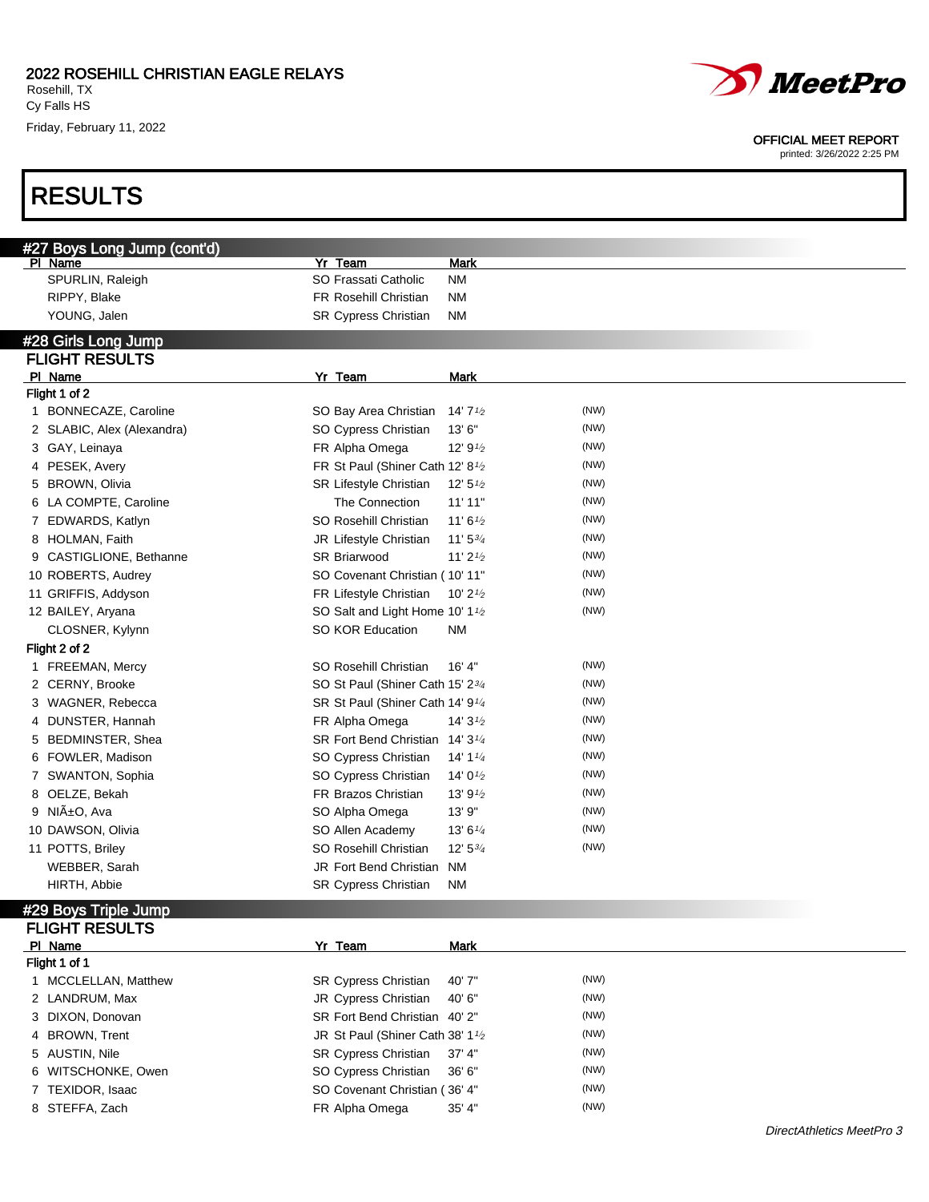2022 ROSEHILL CHRISTIAN EAGLE RELAYS
Rosehill, TX
Cy Falls HS
Friday, February 11, 2022

OFFICIAL MEET REPORT
printed: 3/26/2022 2:25 PM

# RESULTS

## #27 Boys Long Jump (cont'd)

| Pl | Name | Yr | Team | Mark | |
|---|---|---|---|---|---|
| | SPURLIN, Raleigh | SO | Frassati Catholic | NM | |
| | RIPPY, Blake | FR | Rosehill Christian | NM | |
| | YOUNG, Jalen | SR | Cypress Christian | NM | |

## #28 Girls Long Jump

### FLIGHT RESULTS

| Pl | Name | Yr | Team | Mark | |
|---|---|---|---|---|---|
| **Flight 1 of 2** | | | | | |
| 1 | BONNECAZE, Caroline | SO | Bay Area Christian | 14' 7½ | (NW) |
| 2 | SLABIC, Alex (Alexandra) | SO | Cypress Christian | 13' 6" | (NW) |
| 3 | GAY, Leinaya | FR | Alpha Omega | 12' 9½ | (NW) |
| 4 | PESEK, Avery | FR | St Paul (Shiner Cath | 12' 8½ | (NW) |
| 5 | BROWN, Olivia | SR | Lifestyle Christian | 12' 5½ | (NW) |
| 6 | LA COMPTE, Caroline | | The Connection | 11' 11" | (NW) |
| 7 | EDWARDS, Katlyn | SO | Rosehill Christian | 11' 6½ | (NW) |
| 8 | HOLMAN, Faith | JR | Lifestyle Christian | 11' 5¾ | (NW) |
| 9 | CASTIGLIONE, Bethanne | SR | Briarwood | 11' 2½ | (NW) |
| 10 | ROBERTS, Audrey | SO | Covenant Christian ( | 10' 11" | (NW) |
| 11 | GRIFFIS, Addyson | FR | Lifestyle Christian | 10' 2½ | (NW) |
| 12 | BAILEY, Aryana | SO | Salt and Light Home | 10' 1½ | (NW) |
| | CLOSNER, Kylynn | SO | KOR Education | NM | |
| **Flight 2 of 2** | | | | | |
| 1 | FREEMAN, Mercy | SO | Rosehill Christian | 16' 4" | (NW) |
| 2 | CERNY, Brooke | SO | St Paul (Shiner Cath | 15' 2¾ | (NW) |
| 3 | WAGNER, Rebecca | SR | St Paul (Shiner Cath | 14' 9¼ | (NW) |
| 4 | DUNSTER, Hannah | FR | Alpha Omega | 14' 3½ | (NW) |
| 5 | BEDMINSTER, Shea | SR | Fort Bend Christian | 14' 3¼ | (NW) |
| 6 | FOWLER, Madison | SO | Cypress Christian | 14' 1¼ | (NW) |
| 7 | SWANTON, Sophia | SO | Cypress Christian | 14' 0½ | (NW) |
| 8 | OELZE, Bekah | FR | Brazos Christian | 13' 9½ | (NW) |
| 9 | NIÃ±O, Ava | SO | Alpha Omega | 13' 9" | (NW) |
| 10 | DAWSON, Olivia | SO | Allen Academy | 13' 6¼ | (NW) |
| 11 | POTTS, Briley | SO | Rosehill Christian | 12' 5¾ | (NW) |
| | WEBBER, Sarah | JR | Fort Bend Christian | NM | |
| | HIRTH, Abbie | SR | Cypress Christian | NM | |

## #29 Boys Triple Jump

### FLIGHT RESULTS

| Pl | Name | Yr | Team | Mark | |
|---|---|---|---|---|---|
| **Flight 1 of 1** | | | | | |
| 1 | MCCLELLAN, Matthew | SR | Cypress Christian | 40' 7" | (NW) |
| 2 | LANDRUM, Max | JR | Cypress Christian | 40' 6" | (NW) |
| 3 | DIXON, Donovan | SR | Fort Bend Christian | 40' 2" | (NW) |
| 4 | BROWN, Trent | JR | St Paul (Shiner Cath | 38' 1½ | (NW) |
| 5 | AUSTIN, Nile | SR | Cypress Christian | 37' 4" | (NW) |
| 6 | WITSCHONKE, Owen | SO | Cypress Christian | 36' 6" | (NW) |
| 7 | TEXIDOR, Isaac | SO | Covenant Christian ( | 36' 4" | (NW) |
| 8 | STEFFA, Zach | FR | Alpha Omega | 35' 4" | (NW) |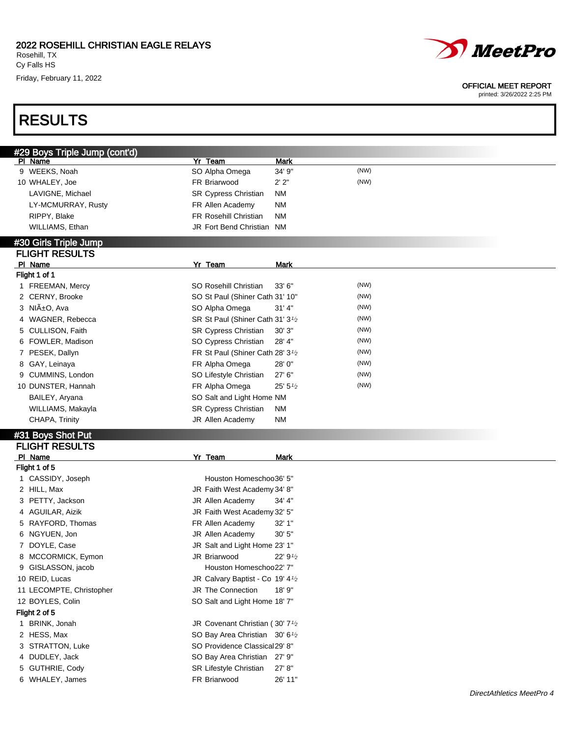# 2022 ROSEHILL CHRISTIAN EAGLE RELAYS

Rosehill, TX
Cy Falls HS
Friday, February 11, 2022

OFFICIAL MEET REPORT
printed: 3/26/2022 2:25 PM

# RESULTS

## #29 Boys Triple Jump (cont'd)

| Pl | Name | Yr | Team | Mark | |
|---|---|---|---|---|---|
| 9 | WEEKS, Noah | SO | Alpha Omega | 34' 9" | (NW) |
| 10 | WHALEY, Joe | FR | Briarwood | 2' 2" | (NW) |
| | LAVIGNE, Michael | SR | Cypress Christian | NM | |
| | LY-MCMURRAY, Rusty | FR | Allen Academy | NM | |
| | RIPPY, Blake | FR | Rosehill Christian | NM | |
| | WILLIAMS, Ethan | JR | Fort Bend Christian | NM | |

## #30 Girls Triple Jump

### FLIGHT RESULTS

| Pl | Name | Yr | Team | Mark | |
|---|---|---|---|---|---|
| **Flight 1 of 1** | | | | | |
| 1 | FREEMAN, Mercy | SO | Rosehill Christian | 33' 6" | (NW) |
| 2 | CERNY, Brooke | SO | St Paul (Shiner Cath | 31' 10" | (NW) |
| 3 | NIÃ±O, Ava | SO | Alpha Omega | 31' 4" | (NW) |
| 4 | WAGNER, Rebecca | SR | St Paul (Shiner Cath | 31' 3½ | (NW) |
| 5 | CULLISON, Faith | SR | Cypress Christian | 30' 3" | (NW) |
| 6 | FOWLER, Madison | SO | Cypress Christian | 28' 4" | (NW) |
| 7 | PESEK, Dallyn | FR | St Paul (Shiner Cath | 28' 3½ | (NW) |
| 8 | GAY, Leinaya | FR | Alpha Omega | 28' 0" | (NW) |
| 9 | CUMMINS, London | SO | Lifestyle Christian | 27' 6" | (NW) |
| 10 | DUNSTER, Hannah | FR | Alpha Omega | 25' 5½ | (NW) |
| | BAILEY, Aryana | SO | Salt and Light Home | NM | |
| | WILLIAMS, Makayla | SR | Cypress Christian | NM | |
| | CHAPA, Trinity | JR | Allen Academy | NM | |

## #31 Boys Shot Put

### FLIGHT RESULTS

| Pl | Name | Yr | Team | Mark |
|---|---|---|---|---|
| **Flight 1 of 5** | | | | |
| 1 | CASSIDY, Joseph | | Houston Homeschoo | 36' 5" |
| 2 | HILL, Max | JR | Faith West Academy | 34' 8" |
| 3 | PETTY, Jackson | JR | Allen Academy | 34' 4" |
| 4 | AGUILAR, Aizik | JR | Faith West Academy | 32' 5" |
| 5 | RAYFORD, Thomas | FR | Allen Academy | 32' 1" |
| 6 | NGYUEN, Jon | JR | Allen Academy | 30' 5" |
| 7 | DOYLE, Case | JR | Salt and Light Home | 23' 1" |
| 8 | MCCORMICK, Eymon | JR | Briarwood | 22' 9½ |
| 9 | GISLASSON, jacob | | Houston Homeschoo | 22' 7" |
| 10 | REID, Lucas | JR | Calvary Baptist - Co | 19' 4½ |
| 11 | LECOMPTE, Christopher | JR | The Connection | 18' 9" |
| 12 | BOYLES, Colin | SO | Salt and Light Home | 18' 7" |
| **Flight 2 of 5** | | | | |
| 1 | BRINK, Jonah | JR | Covenant Christian ( | 30' 7½ |
| 2 | HESS, Max | SO | Bay Area Christian | 30' 6½ |
| 3 | STRATTON, Luke | SO | Providence Classical | 29' 8" |
| 4 | DUDLEY, Jack | SO | Bay Area Christian | 27' 9" |
| 5 | GUTHRIE, Cody | SR | Lifestyle Christian | 27' 8" |
| 6 | WHALEY, James | FR | Briarwood | 26' 11" |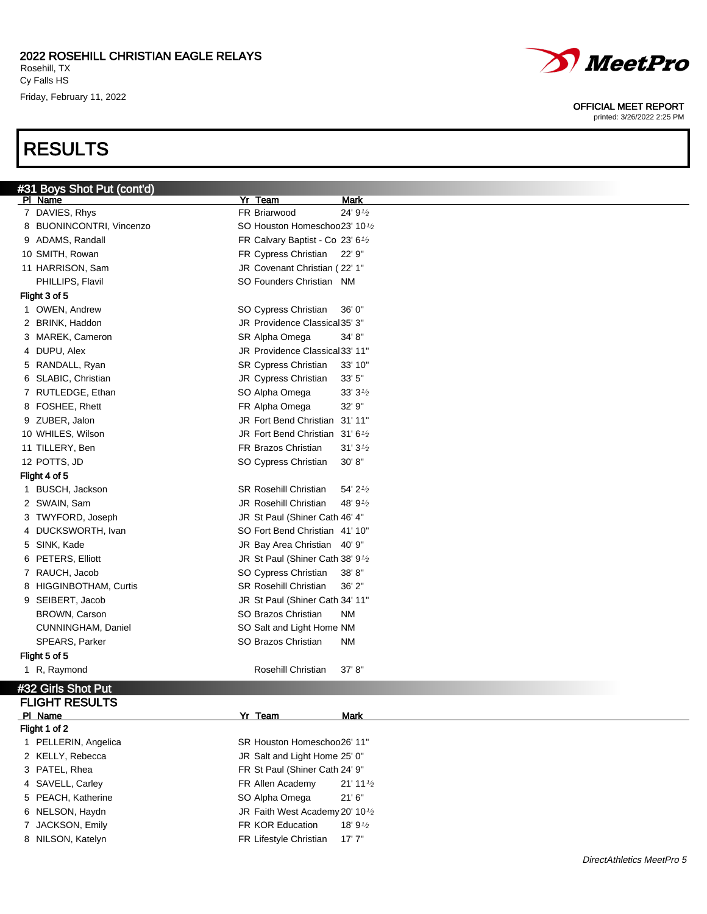# RESULTS

## #31 Boys Shot Put (cont'd)

| Pl | Name | Yr | Team | Mark |
|---|---|---|---|---|
| 7 | DAVIES, Rhys | FR | Briarwood | 24' 9½ |
| 8 | BUONINCONTRI, Vincenzo | SO | Houston Homeschoo | 23' 10½ |
| 9 | ADAMS, Randall | FR | Calvary Baptist - Co | 23' 6½ |
| 10 | SMITH, Rowan | FR | Cypress Christian | 22' 9" |
| 11 | HARRISON, Sam | JR | Covenant Christian ( | 22' 1" |
| | PHILLIPS, Flavil | SO | Founders Christian | NM |
| **Flight 3 of 5** | | | | |
| 1 | OWEN, Andrew | SO | Cypress Christian | 36' 0" |
| 2 | BRINK, Haddon | JR | Providence Classical | 35' 3" |
| 3 | MAREK, Cameron | SR | Alpha Omega | 34' 8" |
| 4 | DUPU, Alex | JR | Providence Classical | 33' 11" |
| 5 | RANDALL, Ryan | SR | Cypress Christian | 33' 10" |
| 6 | SLABIC, Christian | JR | Cypress Christian | 33' 5" |
| 7 | RUTLEDGE, Ethan | SO | Alpha Omega | 33' 3½ |
| 8 | FOSHEE, Rhett | FR | Alpha Omega | 32' 9" |
| 9 | ZUBER, Jalon | JR | Fort Bend Christian | 31' 11" |
| 10 | WHILES, Wilson | JR | Fort Bend Christian | 31' 6½ |
| 11 | TILLERY, Ben | FR | Brazos Christian | 31' 3½ |
| 12 | POTTS, JD | SO | Cypress Christian | 30' 8" |
| **Flight 4 of 5** | | | | |
| 1 | BUSCH, Jackson | SR | Rosehill Christian | 54' 2½ |
| 2 | SWAIN, Sam | JR | Rosehill Christian | 48' 9½ |
| 3 | TWYFORD, Joseph | JR | St Paul (Shiner Cath | 46' 4" |
| 4 | DUCKSWORTH, Ivan | SO | Fort Bend Christian | 41' 10" |
| 5 | SINK, Kade | JR | Bay Area Christian | 40' 9" |
| 6 | PETERS, Elliott | JR | St Paul (Shiner Cath | 38' 9½ |
| 7 | RAUCH, Jacob | SO | Cypress Christian | 38' 8" |
| 8 | HIGGINBOTHAM, Curtis | SR | Rosehill Christian | 36' 2" |
| 9 | SEIBERT, Jacob | JR | St Paul (Shiner Cath | 34' 11" |
| | BROWN, Carson | SO | Brazos Christian | NM |
| | CUNNINGHAM, Daniel | SO | Salt and Light Home | NM |
| | SPEARS, Parker | SO | Brazos Christian | NM |
| **Flight 5 of 5** | | | | |
| 1 | R, Raymond | | Rosehill Christian | 37' 8" |

## #32 Girls Shot Put

### FLIGHT RESULTS

| Pl | Name | Yr | Team | Mark |
|---|---|---|---|---|
| **Flight 1 of 2** | | | | |
| 1 | PELLERIN, Angelica | SR | Houston Homeschoo | 26' 11" |
| 2 | KELLY, Rebecca | JR | Salt and Light Home | 25' 0" |
| 3 | PATEL, Rhea | FR | St Paul (Shiner Cath | 24' 9" |
| 4 | SAVELL, Carley | FR | Allen Academy | 21' 11½ |
| 5 | PEACH, Katherine | SO | Alpha Omega | 21' 6" |
| 6 | NELSON, Haydn | JR | Faith West Academy | 20' 10½ |
| 7 | JACKSON, Emily | FR | KOR Education | 18' 9½ |
| 8 | NILSON, Katelyn | FR | Lifestyle Christian | 17' 7" |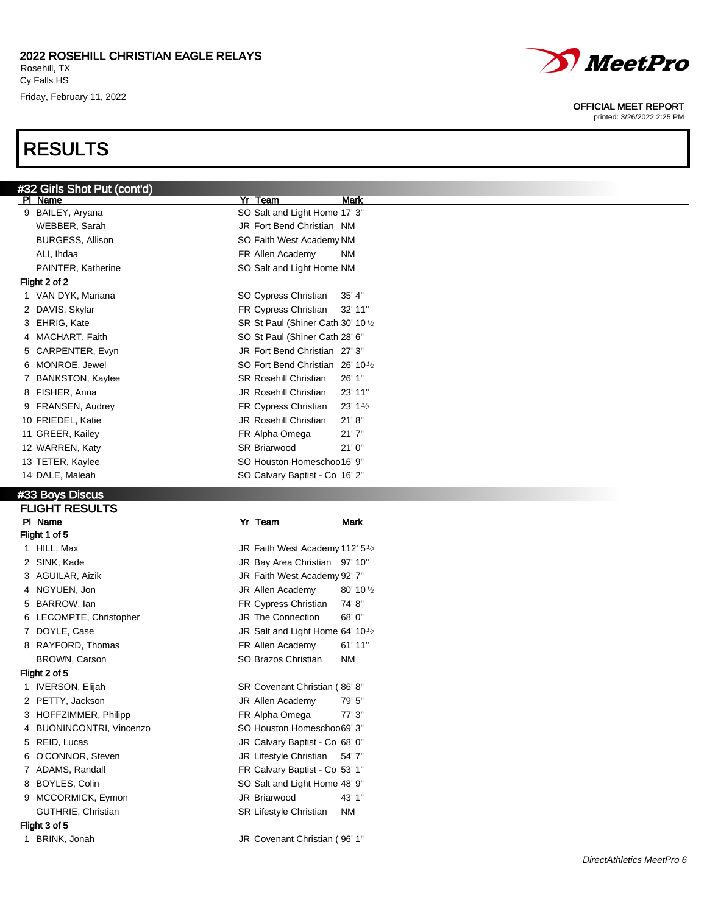# 2022 ROSEHILL CHRISTIAN EAGLE RELAYS

Rosehill, TX
Cy Falls HS
Friday, February 11, 2022

OFFICIAL MEET REPORT
printed: 3/26/2022 2:25 PM

# RESULTS

## #32 Girls Shot Put (cont'd)

| Pl | Name | Yr | Team | Mark |
|---|---|---|---|---|
| 9 | BAILEY, Aryana | SO | Salt and Light Home | 17' 3" |
| | WEBBER, Sarah | JR | Fort Bend Christian | NM |
| | BURGESS, Allison | SO | Faith West Academy | NM |
| | ALI, Ihdaa | FR | Allen Academy | NM |
| | PAINTER, Katherine | SO | Salt and Light Home | NM |
| **Flight 2 of 2** | | | | |
| 1 | VAN DYK, Mariana | SO | Cypress Christian | 35' 4" |
| 2 | DAVIS, Skylar | FR | Cypress Christian | 32' 11" |
| 3 | EHRIG, Kate | SR | St Paul (Shiner Cath | 30' 10½ |
| 4 | MACHART, Faith | SO | St Paul (Shiner Cath | 28' 6" |
| 5 | CARPENTER, Evyn | JR | Fort Bend Christian | 27' 3" |
| 6 | MONROE, Jewel | SO | Fort Bend Christian | 26' 10½ |
| 7 | BANKSTON, Kaylee | SR | Rosehill Christian | 26' 1" |
| 8 | FISHER, Anna | JR | Rosehill Christian | 23' 11" |
| 9 | FRANSEN, Audrey | FR | Cypress Christian | 23' 1½ |
| 10 | FRIEDEL, Katie | JR | Rosehill Christian | 21' 8" |
| 11 | GREER, Kailey | FR | Alpha Omega | 21' 7" |
| 12 | WARREN, Katy | SR | Briarwood | 21' 0" |
| 13 | TETER, Kaylee | SO | Houston Homeschoo | 16' 9" |
| 14 | DALE, Maleah | SO | Calvary Baptist - Co | 16' 2" |

## #33 Boys Discus

### FLIGHT RESULTS

| Pl | Name | Yr | Team | Mark |
|---|---|---|---|---|
| **Flight 1 of 5** | | | | |
| 1 | HILL, Max | JR | Faith West Academy | 112' 5½ |
| 2 | SINK, Kade | JR | Bay Area Christian | 97' 10" |
| 3 | AGUILAR, Aizik | JR | Faith West Academy | 92' 7" |
| 4 | NGYUEN, Jon | JR | Allen Academy | 80' 10½ |
| 5 | BARROW, Ian | FR | Cypress Christian | 74' 8" |
| 6 | LECOMPTE, Christopher | JR | The Connection | 68' 0" |
| 7 | DOYLE, Case | JR | Salt and Light Home | 64' 10½ |
| 8 | RAYFORD, Thomas | FR | Allen Academy | 61' 11" |
| | BROWN, Carson | SO | Brazos Christian | NM |
| **Flight 2 of 5** | | | | |
| 1 | IVERSON, Elijah | SR | Covenant Christian ( | 86' 8" |
| 2 | PETTY, Jackson | JR | Allen Academy | 79' 5" |
| 3 | HOFFZIMMER, Philipp | FR | Alpha Omega | 77' 3" |
| 4 | BUONINCONTRI, Vincenzo | SO | Houston Homeschoo | 69' 3" |
| 5 | REID, Lucas | JR | Calvary Baptist - Co | 68' 0" |
| 6 | O'CONNOR, Steven | JR | Lifestyle Christian | 54' 7" |
| 7 | ADAMS, Randall | FR | Calvary Baptist - Co | 53' 1" |
| 8 | BOYLES, Colin | SO | Salt and Light Home | 48' 9" |
| 9 | MCCORMICK, Eymon | JR | Briarwood | 43' 1" |
| | GUTHRIE, Christian | SR | Lifestyle Christian | NM |
| **Flight 3 of 5** | | | | |
| 1 | BRINK, Jonah | JR | Covenant Christian ( | 96' 1" |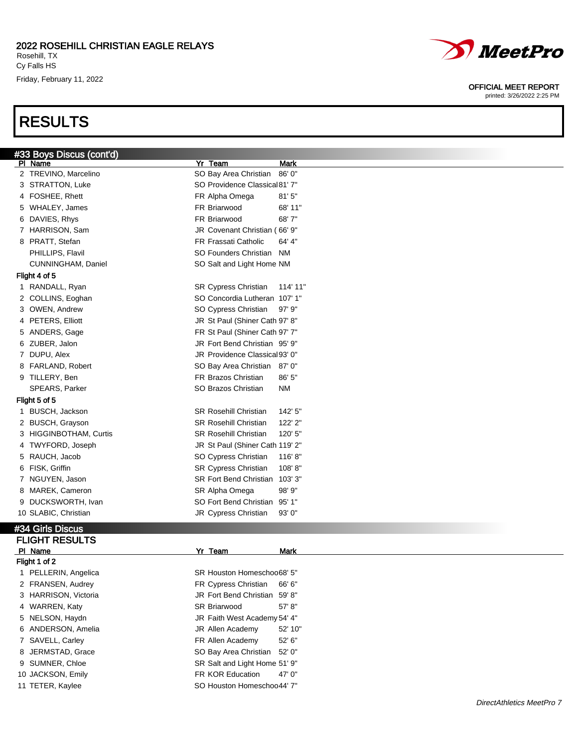## 2022 ROSEHILL CHRISTIAN EAGLE RELAYS

Rosehill, TX
Cy Falls HS
Friday, February 11, 2022

OFFICIAL MEET REPORT
printed: 3/26/2022 2:25 PM

# RESULTS

### #33 Boys Discus (cont'd)

| Pl | Name | Yr | Team | Mark |
|---|---|---|---|---|
| 2 | TREVINO, Marcelino | SO | Bay Area Christian | 86' 0" |
| 3 | STRATTON, Luke | SO | Providence Classical | 81' 7" |
| 4 | FOSHEE, Rhett | FR | Alpha Omega | 81' 5" |
| 5 | WHALEY, James | FR | Briarwood | 68' 11" |
| 6 | DAVIES, Rhys | FR | Briarwood | 68' 7" |
| 7 | HARRISON, Sam | JR | Covenant Christian ( | 66' 9" |
| 8 | PRATT, Stefan | FR | Frassati Catholic | 64' 4" |
| | PHILLIPS, Flavil | SO | Founders Christian | NM |
| | CUNNINGHAM, Daniel | SO | Salt and Light Home | NM |
| **Flight 4 of 5** | | | | |
| 1 | RANDALL, Ryan | SR | Cypress Christian | 114' 11" |
| 2 | COLLINS, Eoghan | SO | Concordia Lutheran | 107' 1" |
| 3 | OWEN, Andrew | SO | Cypress Christian | 97' 9" |
| 4 | PETERS, Elliott | JR | St Paul (Shiner Cath | 97' 8" |
| 5 | ANDERS, Gage | FR | St Paul (Shiner Cath | 97' 7" |
| 6 | ZUBER, Jalon | JR | Fort Bend Christian | 95' 9" |
| 7 | DUPU, Alex | JR | Providence Classical | 93' 0" |
| 8 | FARLAND, Robert | SO | Bay Area Christian | 87' 0" |
| 9 | TILLERY, Ben | FR | Brazos Christian | 86' 5" |
| | SPEARS, Parker | SO | Brazos Christian | NM |
| **Flight 5 of 5** | | | | |
| 1 | BUSCH, Jackson | SR | Rosehill Christian | 142' 5" |
| 2 | BUSCH, Grayson | SR | Rosehill Christian | 122' 2" |
| 3 | HIGGINBOTHAM, Curtis | SR | Rosehill Christian | 120' 5" |
| 4 | TWYFORD, Joseph | JR | St Paul (Shiner Cath | 119' 2" |
| 5 | RAUCH, Jacob | SO | Cypress Christian | 116' 8" |
| 6 | FISK, Griffin | SR | Cypress Christian | 108' 8" |
| 7 | NGUYEN, Jason | SR | Fort Bend Christian | 103' 3" |
| 8 | MAREK, Cameron | SR | Alpha Omega | 98' 9" |
| 9 | DUCKSWORTH, Ivan | SO | Fort Bend Christian | 95' 1" |
| 10 | SLABIC, Christian | JR | Cypress Christian | 93' 0" |

### #34 Girls Discus

#### FLIGHT RESULTS

| Pl | Name | Yr | Team | Mark |
|---|---|---|---|---|
| **Flight 1 of 2** | | | | |
| 1 | PELLERIN, Angelica | SR | Houston Homeschoo | 68' 5" |
| 2 | FRANSEN, Audrey | FR | Cypress Christian | 66' 6" |
| 3 | HARRISON, Victoria | JR | Fort Bend Christian | 59' 8" |
| 4 | WARREN, Katy | SR | Briarwood | 57' 8" |
| 5 | NELSON, Haydn | JR | Faith West Academy | 54' 4" |
| 6 | ANDERSON, Amelia | JR | Allen Academy | 52' 10" |
| 7 | SAVELL, Carley | FR | Allen Academy | 52' 6" |
| 8 | JERMSTAD, Grace | SO | Bay Area Christian | 52' 0" |
| 9 | SUMNER, Chloe | SR | Salt and Light Home | 51' 9" |
| 10 | JACKSON, Emily | FR | KOR Education | 47' 0" |
| 11 | TETER, Kaylee | SO | Houston Homeschoo | 44' 7" |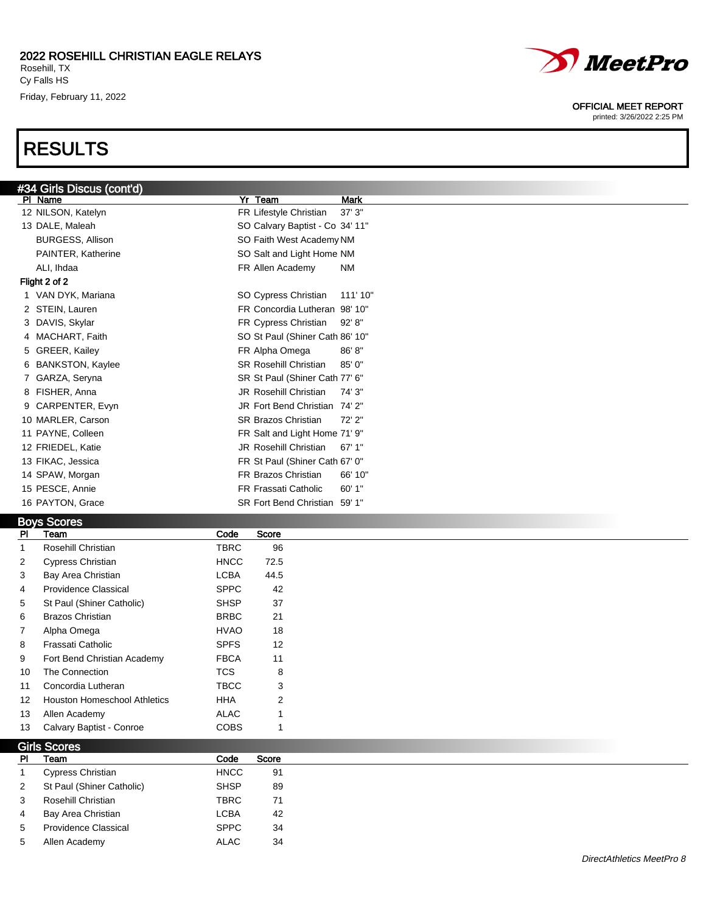# 2022 ROSEHILL CHRISTIAN EAGLE RELAYS

Rosehill, TX
Cy Falls HS
Friday, February 11, 2022

OFFICIAL MEET REPORT
printed: 3/26/2022 2:25 PM

# RESULTS

## #34 Girls Discus (cont'd)

| Pl | Name | Yr | Team | Mark |
|---|---|---|---|---|
| 12 | NILSON, Katelyn | FR | Lifestyle Christian | 37' 3" |
| 13 | DALE, Maleah | SO | Calvary Baptist - Co | 34' 11" |
| | BURGESS, Allison | SO | Faith West Academy | NM |
| | PAINTER, Katherine | SO | Salt and Light Home | NM |
| | ALI, Ihdaa | FR | Allen Academy | NM |

**Flight 2 of 2**

| Pl | Name | Yr | Team | Mark |
|---|---|---|---|---|
| 1 | VAN DYK, Mariana | SO | Cypress Christian | 111' 10" |
| 2 | STEIN, Lauren | FR | Concordia Lutheran | 98' 10" |
| 3 | DAVIS, Skylar | FR | Cypress Christian | 92' 8" |
| 4 | MACHART, Faith | SO | St Paul (Shiner Cath | 86' 10" |
| 5 | GREER, Kailey | FR | Alpha Omega | 86' 8" |
| 6 | BANKSTON, Kaylee | SR | Rosehill Christian | 85' 0" |
| 7 | GARZA, Seryna | SR | St Paul (Shiner Cath | 77' 6" |
| 8 | FISHER, Anna | JR | Rosehill Christian | 74' 3" |
| 9 | CARPENTER, Evyn | JR | Fort Bend Christian | 74' 2" |
| 10 | MARLER, Carson | SR | Brazos Christian | 72' 2" |
| 11 | PAYNE, Colleen | FR | Salt and Light Home | 71' 9" |
| 12 | FRIEDEL, Katie | JR | Rosehill Christian | 67' 1" |
| 13 | FIKAC, Jessica | FR | St Paul (Shiner Cath | 67' 0" |
| 14 | SPAW, Morgan | FR | Brazos Christian | 66' 10" |
| 15 | PESCE, Annie | FR | Frassati Catholic | 60' 1" |
| 16 | PAYTON, Grace | SR | Fort Bend Christian | 59' 1" |

## Boys Scores

| Pl | Team | Code | Score |
|---|---|---|---|
| 1 | Rosehill Christian | TBRC | 96 |
| 2 | Cypress Christian | HNCC | 72.5 |
| 3 | Bay Area Christian | LCBA | 44.5 |
| 4 | Providence Classical | SPPC | 42 |
| 5 | St Paul (Shiner Catholic) | SHSP | 37 |
| 6 | Brazos Christian | BRBC | 21 |
| 7 | Alpha Omega | HVAO | 18 |
| 8 | Frassati Catholic | SPFS | 12 |
| 9 | Fort Bend Christian Academy | FBCA | 11 |
| 10 | The Connection | TCS | 8 |
| 11 | Concordia Lutheran | TBCC | 3 |
| 12 | Houston Homeschool Athletics | HHA | 2 |
| 13 | Allen Academy | ALAC | 1 |
| 13 | Calvary Baptist - Conroe | COBS | 1 |

## Girls Scores

| Pl | Team | Code | Score |
|---|---|---|---|
| 1 | Cypress Christian | HNCC | 91 |
| 2 | St Paul (Shiner Catholic) | SHSP | 89 |
| 3 | Rosehill Christian | TBRC | 71 |
| 4 | Bay Area Christian | LCBA | 42 |
| 5 | Providence Classical | SPPC | 34 |
| 5 | Allen Academy | ALAC | 34 |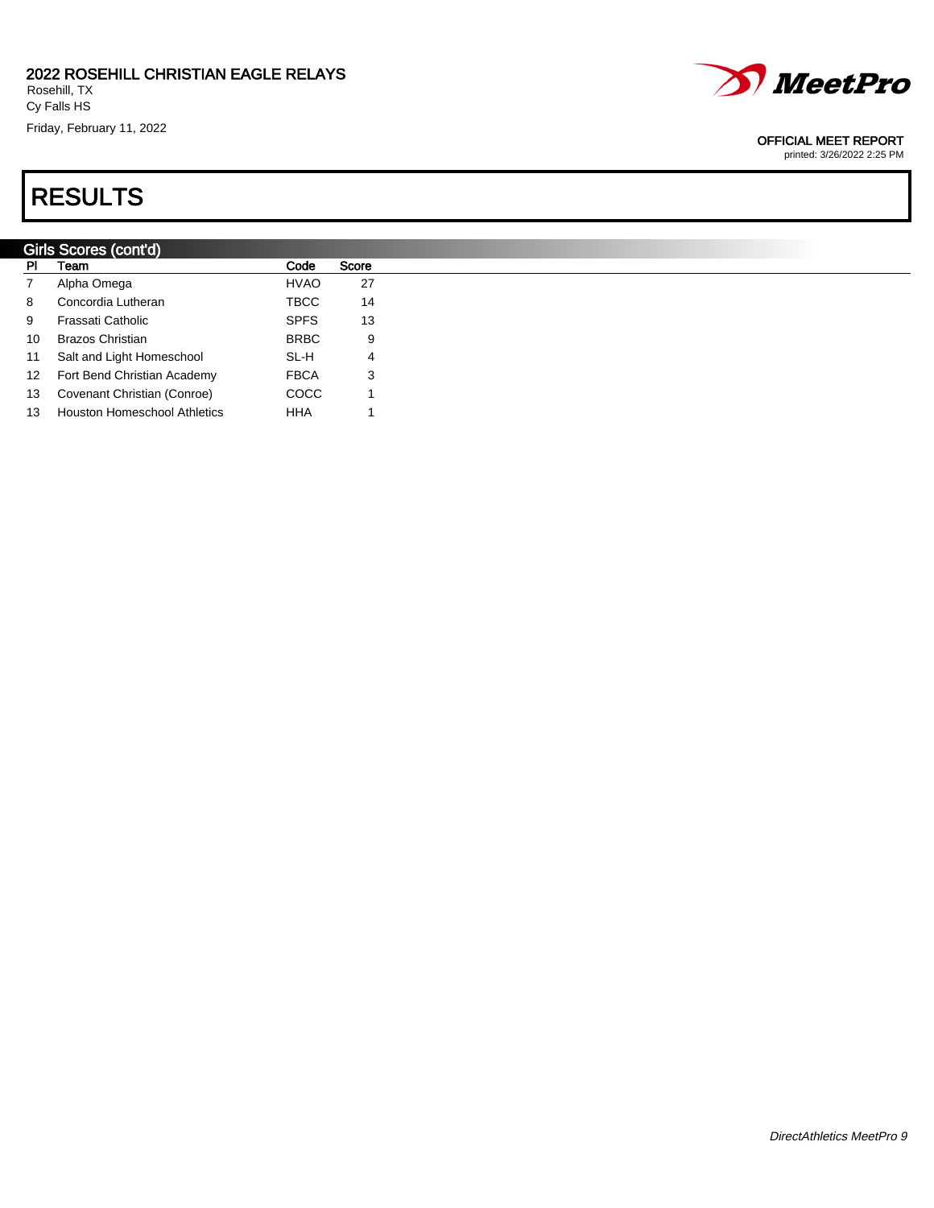# RESULTS

## Girls Scores (cont'd)

| Pl | Team | Code | Score |
|---|---|---|---|
| 7 | Alpha Omega | HVAO | 27 |
| 8 | Concordia Lutheran | TBCC | 14 |
| 9 | Frassati Catholic | SPFS | 13 |
| 10 | Brazos Christian | BRBC | 9 |
| 11 | Salt and Light Homeschool | SL-H | 4 |
| 12 | Fort Bend Christian Academy | FBCA | 3 |
| 13 | Covenant Christian (Conroe) | COCC | 1 |
| 13 | Houston Homeschool Athletics | HHA | 1 |